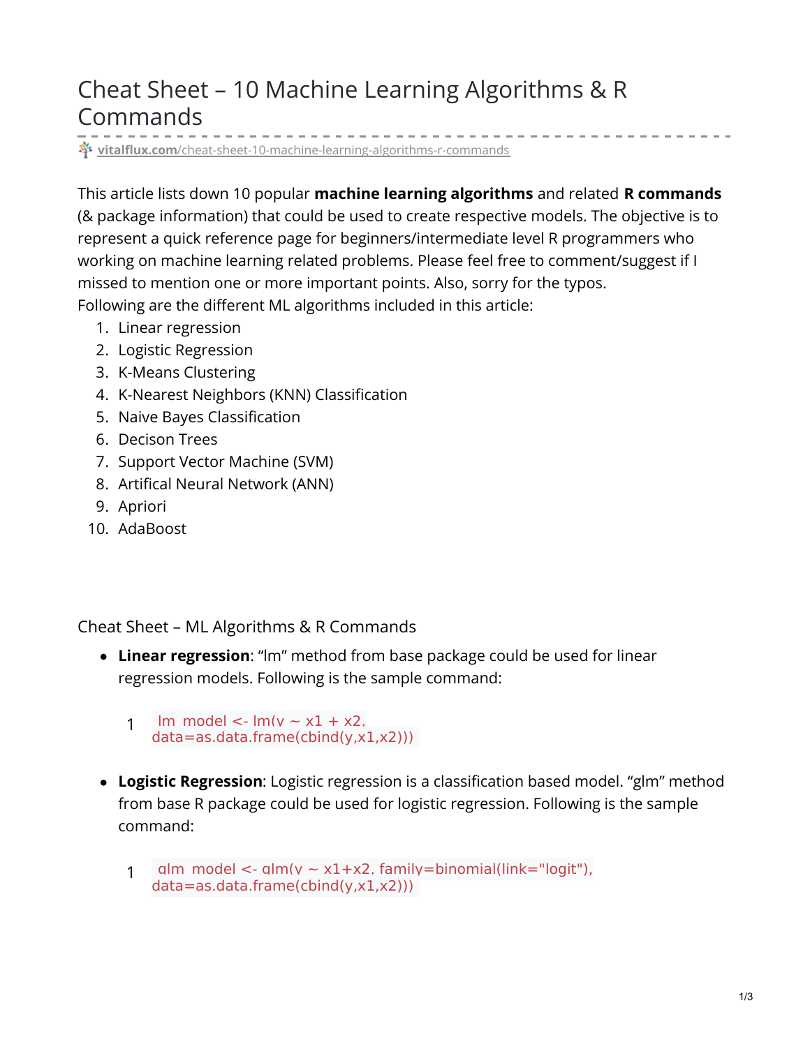# Cheat Sheet – 10 Machine Learning Algorithms & R Commands

vitalflux.com/cheat-sheet-10-machine-learning-algorithms-r-commands

This article lists down 10 popular **machine learning algorithms** and related **R commands** (& package information) that could be used to create respective models. The objective is to represent a quick reference page for beginners/intermediate level R programmers who working on machine learning related problems. Please feel free to comment/suggest if I missed to mention one or more important points. Also, sorry for the typos.
Following are the different ML algorithms included in this article:

1. Linear regression
2. Logistic Regression
3. K-Means Clustering
4. K-Nearest Neighbors (KNN) Classification
5. Naive Bayes Classification
6. Decison Trees
7. Support Vector Machine (SVM)
8. Artifical Neural Network (ANN)
9. Apriori
10. AdaBoost

## Cheat Sheet – ML Algorithms & R Commands

- **Linear regression**: "lm" method from base package could be used for linear regression models. Following is the sample command:

```
1  lm_model <- lm(y ~ x1 + x2, data=as.data.frame(cbind(y,x1,x2)))
```

- **Logistic Regression**: Logistic regression is a classification based model. "glm" method from base R package could be used for logistic regression. Following is the sample command:

```
1  glm_model <- glm(y ~ x1+x2, family=binomial(link="logit"), data=as.data.frame(cbind(y,x1,x2)))
```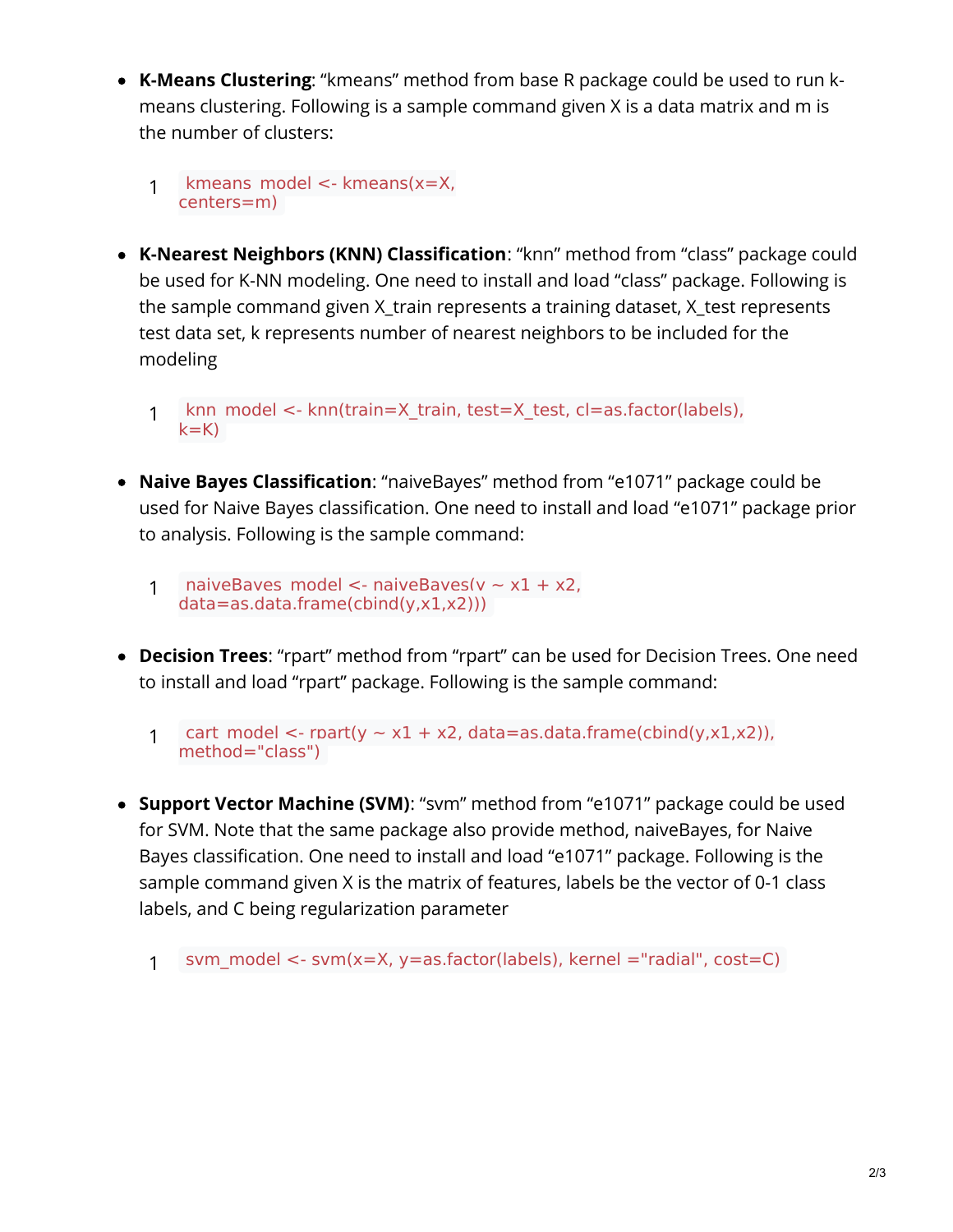- **K-Means Clustering**: "kmeans" method from base R package could be used to run k-means clustering. Following is a sample command given X is a data matrix and m is the number of clusters:

```
1  kmeans_model <- kmeans(x=X, centers=m)
```

- **K-Nearest Neighbors (KNN) Classification**: "knn" method from "class" package could be used for K-NN modeling. One need to install and load "class" package. Following is the sample command given X_train represents a training dataset, X_test represents test data set, k represents number of nearest neighbors to be included for the modeling

```
1  knn_model <- knn(train=X_train, test=X_test, cl=as.factor(labels), k=K)
```

- **Naive Bayes Classification**: "naiveBayes" method from "e1071" package could be used for Naive Bayes classification. One need to install and load "e1071" package prior to analysis. Following is the sample command:

```
1  naiveBayes_model <- naiveBayes(y ~ x1 + x2, data=as.data.frame(cbind(y,x1,x2)))
```

- **Decision Trees**: "rpart" method from "rpart" can be used for Decision Trees. One need to install and load "rpart" package. Following is the sample command:

```
1  cart_model <- rpart(y ~ x1 + x2, data=as.data.frame(cbind(y,x1,x2)), method="class")
```

- **Support Vector Machine (SVM)**: "svm" method from "e1071" package could be used for SVM. Note that the same package also provide method, naiveBayes, for Naive Bayes classification. One need to install and load "e1071" package. Following is the sample command given X is the matrix of features, labels be the vector of 0-1 class labels, and C being regularization parameter

```
1  svm_model <- svm(x=X, y=as.factor(labels), kernel ="radial", cost=C)
```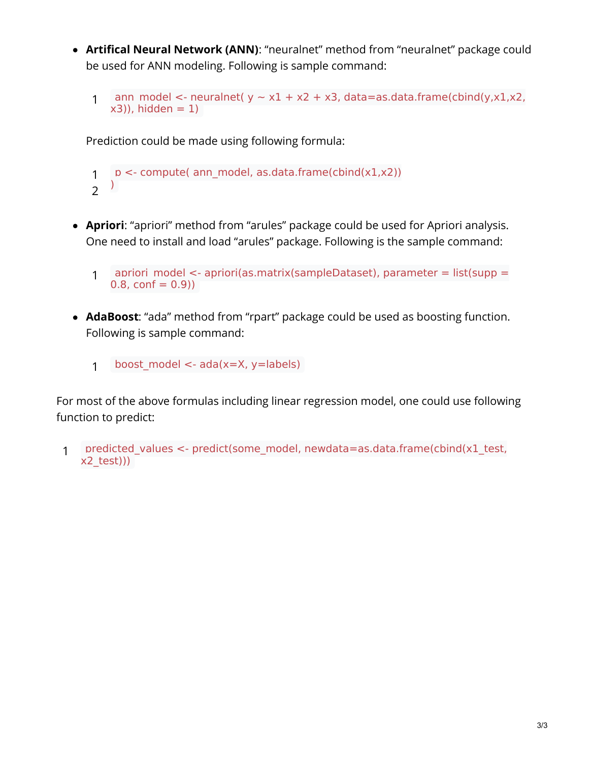- **Artifical Neural Network (ANN)**: “neuralnet” method from “neuralnet” package could be used for ANN modeling. Following is sample command:

```
ann_model <- neuralnet( y ~ x1 + x2 + x3, data=as.data.frame(cbind(y,x1,x2,x3)), hidden = 1)
```

  Prediction could be made using following formula:

```
p <- compute( ann_model, as.data.frame(cbind(x1,x2))
)
```

- **Apriori**: “apriori” method from “arules” package could be used for Apriori analysis. One need to install and load “arules” package. Following is the sample command:

```
apriori_model <- apriori(as.matrix(sampleDataset), parameter = list(supp = 0.8, conf = 0.9))
```

- **AdaBoost**: “ada” method from “rpart” package could be used as boosting function. Following is sample command:

```
boost_model <- ada(x=X, y=labels)
```

For most of the above formulas including linear regression model, one could use following function to predict:

```
predicted_values <- predict(some_model, newdata=as.data.frame(cbind(x1_test, x2_test)))
```